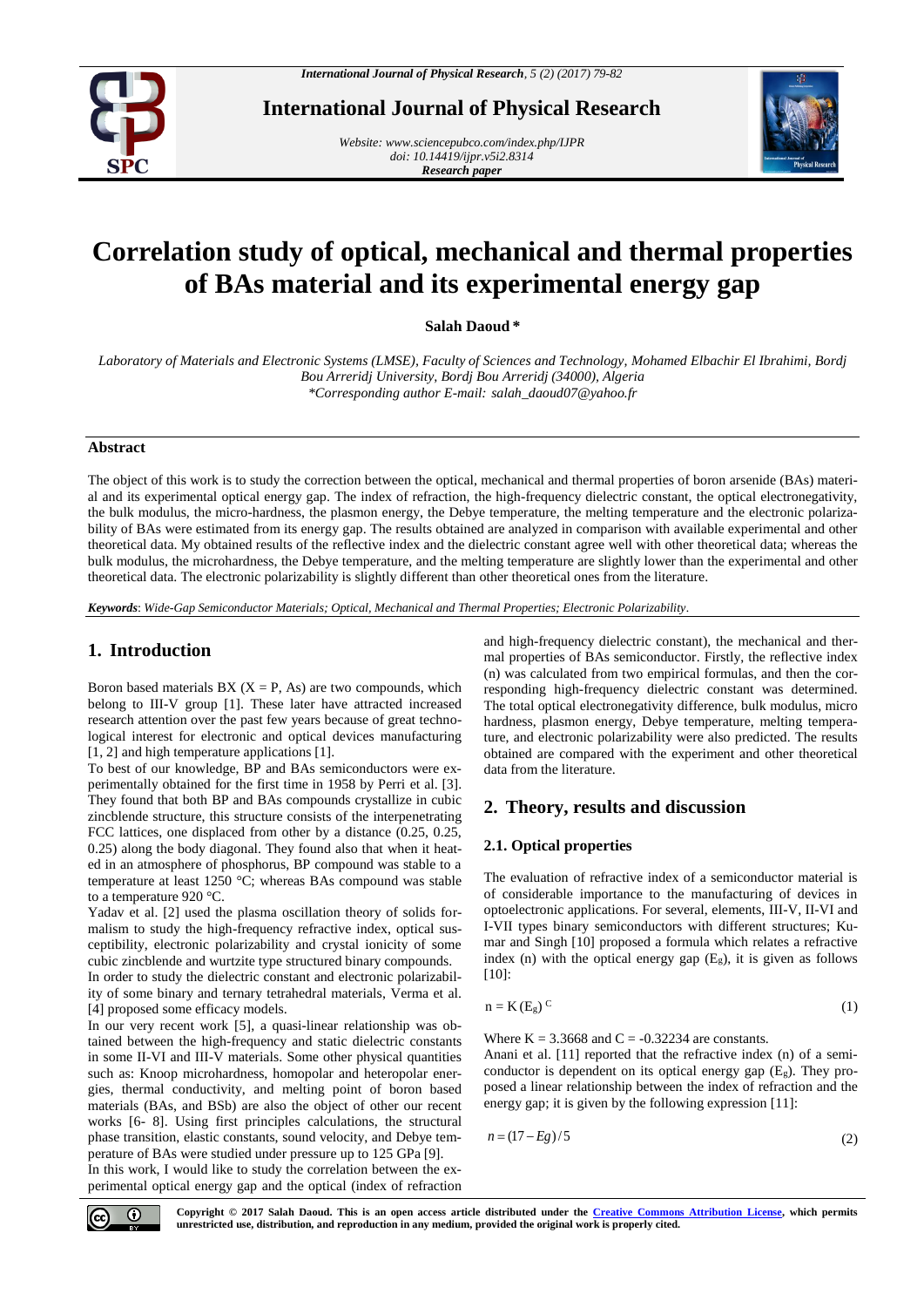# Correlation study of optical, mechanical and thermal properties of BAs material and its experimental energy gap

**Salah Daoud ***

*Laboratory of Materials and Electronic Systems (LMSE), Faculty of Sciences and Technology, Mohamed Elbachir El Ibrahimi, Bordj Bou Arreridj University, Bordj Bou Arreridj (34000), Algeria*
*\*Corresponding author E-mail: salah_daoud07@yahoo.fr*

## Abstract

The object of this work is to study the correction between the optical, mechanical and thermal properties of boron arsenide (BAs) material and its experimental optical energy gap. The index of refraction, the high-frequency dielectric constant, the optical electronegativity, the bulk modulus, the micro-hardness, the plasmon energy, the Debye temperature, the melting temperature and the electronic polarizability of BAs were estimated from its energy gap. The results obtained are analyzed in comparison with available experimental and other theoretical data. My obtained results of the reflective index and the dielectric constant agree well with other theoretical data; whereas the bulk modulus, the microhardness, the Debye temperature, and the melting temperature are slightly lower than the experimental and other theoretical data. The electronic polarizability is slightly different than other theoretical ones from the literature.

***Keywords***: *Wide-Gap Semiconductor Materials; Optical, Mechanical and Thermal Properties; Electronic Polarizability*.

## 1. Introduction

Boron based materials BX (X = P, As) are two compounds, which belong to III-V group [1]. These later have attracted increased research attention over the past few years because of great technological interest for electronic and optical devices manufacturing [1, 2] and high temperature applications [1].

To best of our knowledge, BP and BAs semiconductors were experimentally obtained for the first time in 1958 by Perri et al. [3]. They found that both BP and BAs compounds crystallize in cubic zincblende structure, this structure consists of the interpenetrating FCC lattices, one displaced from other by a distance (0.25, 0.25, 0.25) along the body diagonal. They found also that when it heated in an atmosphere of phosphorus, BP compound was stable to a temperature at least 1250 °C; whereas BAs compound was stable to a temperature 920 °C.

Yadav et al. [2] used the plasma oscillation theory of solids formalism to study the high-frequency refractive index, optical susceptibility, electronic polarizability and crystal ionicity of some cubic zincblende and wurtzite type structured binary compounds.

In order to study the dielectric constant and electronic polarizability of some binary and ternary tetrahedral materials, Verma et al. [4] proposed some efficacy models.

In our very recent work [5], a quasi-linear relationship was obtained between the high-frequency and static dielectric constants in some II-VI and III-V materials. Some other physical quantities such as: Knoop microhardness, homopolar and heteropolar energies, thermal conductivity, and melting point of boron based materials (BAs, and BSb) are also the object of other our recent works [6- 8]. Using first principles calculations, the structural phase transition, elastic constants, sound velocity, and Debye temperature of BAs were studied under pressure up to 125 GPa [9].

In this work, I would like to study the correlation between the experimental optical energy gap and the optical (index of refraction and high-frequency dielectric constant), the mechanical and thermal properties of BAs semiconductor. Firstly, the reflective index (n) was calculated from two empirical formulas, and then the corresponding high-frequency dielectric constant was determined. The total optical electronegativity difference, bulk modulus, micro hardness, plasmon energy, Debye temperature, melting temperature, and electronic polarizability were also predicted. The results obtained are compared with the experiment and other theoretical data from the literature.

## 2. Theory, results and discussion

### 2.1. Optical properties

The evaluation of refractive index of a semiconductor material is of considerable importance to the manufacturing of devices in optoelectronic applications. For several, elements, III-V, II-VI and I-VII types binary semiconductors with different structures; Kumar and Singh [10] proposed a formula which relates a refractive index (n) with the optical energy gap ($E_g$), it is given as follows [10]:

$$n = K\,(E_g)^{C} \tag{1}$$

Where K = 3.3668 and C = -0.32234 are constants.

Anani et al. [11] reported that the refractive index (n) of a semiconductor is dependent on its optical energy gap ($E_g$). They proposed a linear relationship between the index of refraction and the energy gap; it is given by the following expression [11]:

$$n = (17 - Eg)/5 \tag{2}$$

**Copyright © 2017 Salah Daoud. This is an open access article distributed under the Creative Commons Attribution License, which permits unrestricted use, distribution, and reproduction in any medium, provided the original work is properly cited.**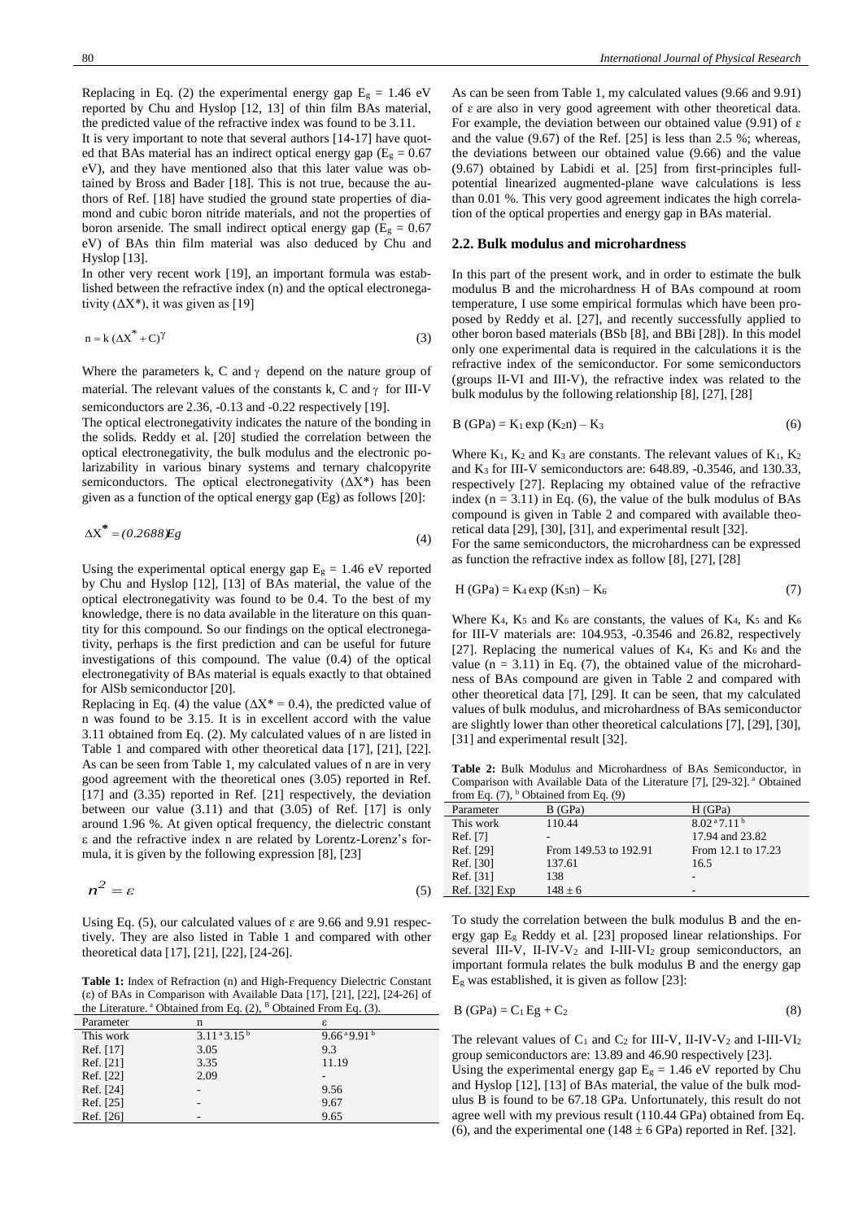Replacing in Eq. (2) the experimental energy gap $E_g = 1.46$ eV reported by Chu and Hyslop [12, 13] of thin film BAs material, the predicted value of the refractive index was found to be 3.11.

It is very important to note that several authors [14-17] have quoted that BAs material has an indirect optical energy gap ($E_g = 0.67$ eV), and they have mentioned also that this later value was obtained by Bross and Bader [18]. This is not true, because the authors of Ref. [18] have studied the ground state properties of diamond and cubic boron nitride materials, and not the properties of boron arsenide. The small indirect optical energy gap ($E_g = 0.67$ eV) of BAs thin film material was also deduced by Chu and Hyslop [13].

In other very recent work [19], an important formula was established between the refractive index (n) and the optical electronegativity ($\Delta X^*$), it was given as [19]

$$n = k\,(\Delta X^* + C)^{\gamma} \tag{3}$$

Where the parameters k, C and $\gamma$ depend on the nature group of material. The relevant values of the constants k, C and $\gamma$ for III-V semiconductors are 2.36, -0.13 and -0.22 respectively [19].

The optical electronegativity indicates the nature of the bonding in the solids. Reddy et al. [20] studied the correlation between the optical electronegativity, the bulk modulus and the electronic polarizability in various binary systems and ternary chalcopyrite semiconductors. The optical electronegativity ($\Delta X^*$) has been given as a function of the optical energy gap (Eg) as follows [20]:

$$\Delta X^* = (0.2688)Eg \tag{4}$$

Using the experimental optical energy gap $E_g = 1.46$ eV reported by Chu and Hyslop [12], [13] of BAs material, the value of the optical electronegativity was found to be 0.4. To the best of my knowledge, there is no data available in the literature on this quantity for this compound. So our findings on the optical electronegativity, perhaps is the first prediction and can be useful for future investigations of this compound. The value (0.4) of the optical electronegativity of BAs material is equals exactly to that obtained for AlSb semiconductor [20].

Replacing in Eq. (4) the value ($\Delta X^* = 0.4$), the predicted value of n was found to be 3.15. It is in excellent accord with the value 3.11 obtained from Eq. (2). My calculated values of n are listed in Table 1 and compared with other theoretical data [17], [21], [22]. As can be seen from Table 1, my calculated values of n are in very good agreement with the theoretical ones (3.05) reported in Ref. [17] and (3.35) reported in Ref. [21] respectively, the deviation between our value (3.11) and that (3.05) of Ref. [17] is only around 1.96 %. At given optical frequency, the dielectric constant ε and the refractive index n are related by Lorentz-Lorenz's formula, it is given by the following expression [8], [23]

$$n^2 = \varepsilon \tag{5}$$

Using Eq. (5), our calculated values of ε are 9.66 and 9.91 respectively. They are also listed in Table 1 and compared with other theoretical data [17], [21], [22], [24-26].

**Table 1:** Index of Refraction (n) and High-Frequency Dielectric Constant (ε) of BAs in Comparison with Available Data [17], [21], [22], [24-26] of the Literature. [a] Obtained from Eq. (2), [B] Obtained From Eq. (3).

| Parameter | n | ε |
|---|---|---|
| This work | 3.11 [a] 3.15 [b] | 9.66 [a] 9.91 [b] |
| Ref. [17] | 3.05 | 9.3 |
| Ref. [21] | 3.35 | 11.19 |
| Ref. [22] | 2.09 | - |
| Ref. [24] | - | 9.56 |
| Ref. [25] | - | 9.67 |
| Ref. [26] | - | 9.65 |

As can be seen from Table 1, my calculated values (9.66 and 9.91) of ε are also in very good agreement with other theoretical data. For example, the deviation between our obtained value (9.91) of ε and the value (9.67) of the Ref. [25] is less than 2.5 %; whereas, the deviations between our obtained value (9.66) and the value (9.67) obtained by Labidi et al. [25] from first-principles full-potential linearized augmented-plane wave calculations is less than 0.01 %. This very good agreement indicates the high correlation of the optical properties and energy gap in BAs material.

## 2.2. Bulk modulus and microhardness

In this part of the present work, and in order to estimate the bulk modulus B and the microhardness H of BAs compound at room temperature, I use some empirical formulas which have been proposed by Reddy et al. [27], and recently successfully applied to other boron based materials (BSb [8], and BBi [28]). In this model only one experimental data is required in the calculations it is the refractive index of the semiconductor. For some semiconductors (groups II-VI and III-V), the refractive index was related to the bulk modulus by the following relationship [8], [27], [28]

$$B\,(GPa) = K_1 \exp(K_2 n) - K_3 \tag{6}$$

Where $K_1$, $K_2$ and $K_3$ are constants. The relevant values of $K_1$, $K_2$ and $K_3$ for III-V semiconductors are: 648.89, -0.3546, and 130.33, respectively [27]. Replacing my obtained value of the refractive index (n = 3.11) in Eq. (6), the value of the bulk modulus of BAs compound is given in Table 2 and compared with available theoretical data [29], [30], [31], and experimental result [32].

For the same semiconductors, the microhardness can be expressed as function the refractive index as follow [8], [27], [28]

$$H\,(GPa) = K_4 \exp(K_5 n) - K_6 \tag{7}$$

Where $K_4$, $K_5$ and $K_6$ are constants, the values of $K_4$, $K_5$ and $K_6$ for III-V materials are: 104.953, -0.3546 and 26.82, respectively [27]. Replacing the numerical values of $K_4$, $K_5$ and $K_6$ and the value (n = 3.11) in Eq. (7), the obtained value of the microhardness of BAs compound are given in Table 2 and compared with other theoretical data [7], [29]. It can be seen, that my calculated values of bulk modulus, and microhardness of BAs semiconductor are slightly lower than other theoretical calculations [7], [29], [30], [31] and experimental result [32].

**Table 2:** Bulk Modulus and Microhardness of BAs Semiconductor, in Comparison with Available Data of the Literature [7], [29-32]. [a] Obtained from Eq. (7), [b] Obtained from Eq. (9)

| Parameter | B (GPa) | H (GPa) |
|---|---|---|
| This work | 110.44 | 8.02 [a] 7.11 [b] |
| Ref. [7] | - | 17.94 and 23.82 |
| Ref. [29] | From 149.53 to 192.91 | From 12.1 to 17.23 |
| Ref. [30] | 137.61 | 16.5 |
| Ref. [31] | 138 | - |
| Ref. [32] Exp | 148 ± 6 | - |

To study the correlation between the bulk modulus B and the energy gap $E_g$ Reddy et al. [23] proposed linear relationships. For several III-V, II-IV-$V_2$ and I-III-$VI_2$ group semiconductors, an important formula relates the bulk modulus B and the energy gap $E_g$ was established, it is given as follow [23]:

$$B\,(GPa) = C_1\,Eg + C_2 \tag{8}$$

The relevant values of $C_1$ and $C_2$ for III-V, II-IV-$V_2$ and I-III-$VI_2$ group semiconductors are: 13.89 and 46.90 respectively [23].

Using the experimental energy gap $E_g = 1.46$ eV reported by Chu and Hyslop [12], [13] of BAs material, the value of the bulk modulus B is found to be 67.18 GPa. Unfortunately, this result do not agree well with my previous result (110.44 GPa) obtained from Eq. (6), and the experimental one (148 ± 6 GPa) reported in Ref. [32].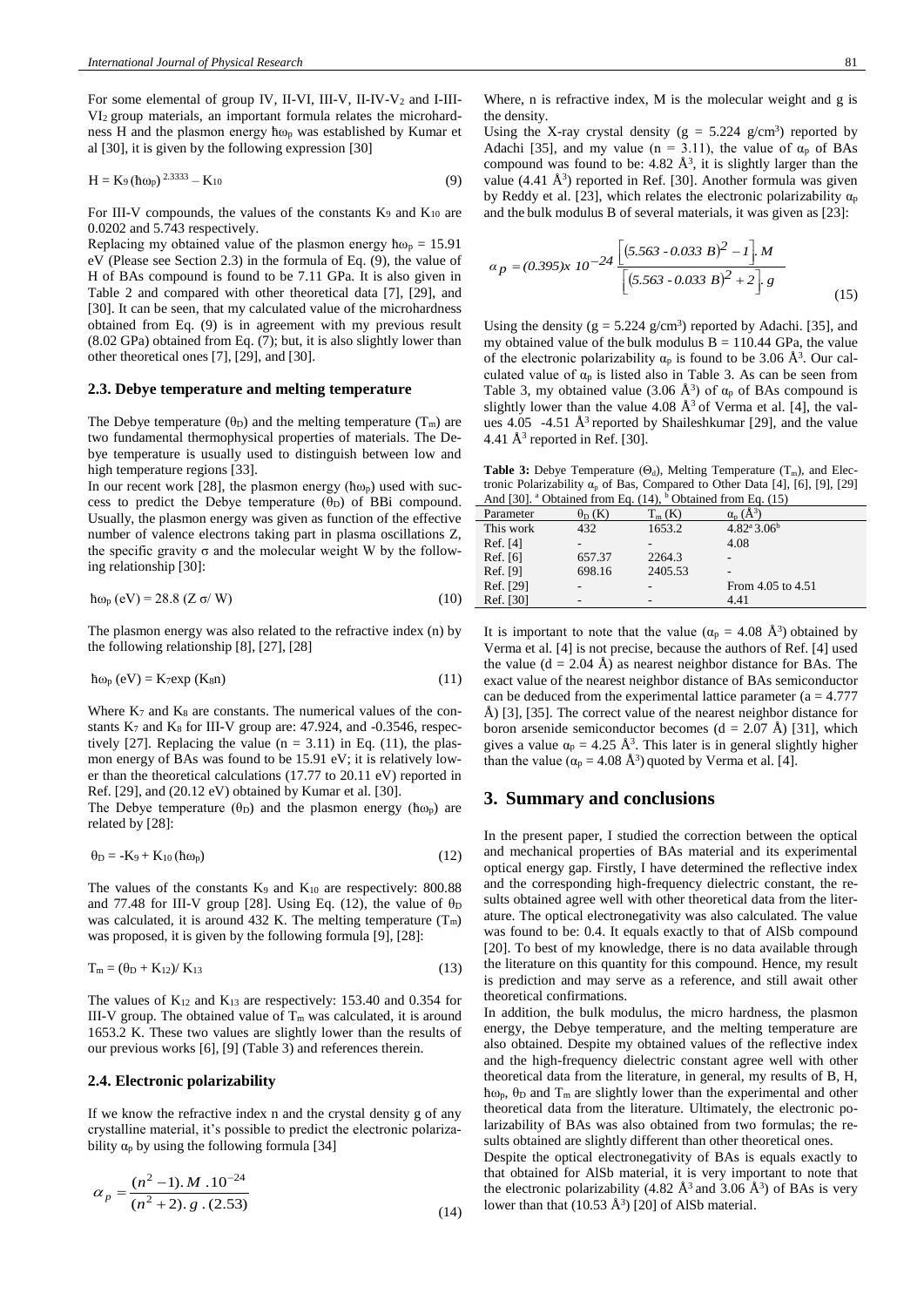For some elemental of group IV, II-VI, III-V, II-IV-$V_2$ and I-III-$VI_2$ group materials, an important formula relates the microhardness H and the plasmon energy $\hbar\omega_p$ was established by Kumar et al [30], it is given by the following expression [30]

$$H = K_9 (\hbar\omega_p)^{2.3333} - K_{10} \tag{9}$$

For III-V compounds, the values of the constants $K_9$ and $K_{10}$ are 0.0202 and 5.743 respectively.

Replacing my obtained value of the plasmon energy $\hbar\omega_p = 15.91$ eV (Please see Section 2.3) in the formula of Eq. (9), the value of H of BAs compound is found to be 7.11 GPa. It is also given in Table 2 and compared with other theoretical data [7], [29], and [30]. It can be seen, that my calculated value of the microhardness obtained from Eq. (9) is in agreement with my previous result (8.02 GPa) obtained from Eq. (7); but, it is also slightly lower than other theoretical ones [7], [29], and [30].

### 2.3. Debye temperature and melting temperature

The Debye temperature ($\theta_D$) and the melting temperature ($T_m$) are two fundamental thermophysical properties of materials. The Debye temperature is usually used to distinguish between low and high temperature regions [33].

In our recent work [28], the plasmon energy ($\hbar\omega_p$) used with success to predict the Debye temperature ($\theta_D$) of BBi compound. Usually, the plasmon energy was given as function of the effective number of valence electrons taking part in plasma oscillations Z, the specific gravity $\sigma$ and the molecular weight W by the following relationship [30]:

$$\hbar\omega_p \text{ (eV)} = 28.8 \text{ } (Z \sigma / W) \tag{10}$$

The plasmon energy was also related to the refractive index (n) by the following relationship [8], [27], [28]

$$\hbar\omega_p \text{ (eV)} = K_7 \exp(K_8 n) \tag{11}$$

Where $K_7$ and $K_8$ are constants. The numerical values of the constants $K_7$ and $K_8$ for III-V group are: 47.924, and -0.3546, respectively [27]. Replacing the value (n = 3.11) in Eq. (11), the plasmon energy of BAs was found to be 15.91 eV; it is relatively lower than the theoretical calculations (17.77 to 20.11 eV) reported in Ref. [29], and (20.12 eV) obtained by Kumar et al. [30].

The Debye temperature ($\theta_D$) and the plasmon energy ($\hbar\omega_p$) are related by [28]:

$$\theta_D = -K_9 + K_{10} (\hbar\omega_p) \tag{12}$$

The values of the constants $K_9$ and $K_{10}$ are respectively: 800.88 and 77.48 for III-V group [28]. Using Eq. (12), the value of $\theta_D$ was calculated, it is around 432 K. The melting temperature ($T_m$) was proposed, it is given by the following formula [9], [28]:

$$T_m = (\theta_D + K_{12}) / K_{13} \tag{13}$$

The values of $K_{12}$ and $K_{13}$ are respectively: 153.40 and 0.354 for III-V group. The obtained value of $T_m$ was calculated, it is around 1653.2 K. These two values are slightly lower than the results of our previous works [6], [9] (Table 3) and references therein.

### 2.4. Electronic polarizability

If we know the refractive index n and the crystal density g of any crystalline material, it's possible to predict the electronic polarizability $\alpha_p$ by using the following formula [34]

$$\alpha_p = \frac{(n^2 - 1).M.10^{-24}}{(n^2 + 2).g.(2.53)} \tag{14}$$

Where, n is refractive index, M is the molecular weight and g is the density.

Using the X-ray crystal density (g = 5.224 g/cm$^3$) reported by Adachi [35], and my value (n = 3.11), the value of $\alpha_p$ of BAs compound was found to be: 4.82 Å$^3$, it is slightly larger than the value (4.41 Å$^3$) reported in Ref. [30]. Another formula was given by Reddy et al. [23], which relates the electronic polarizability $\alpha_p$ and the bulk modulus B of several materials, it was given as [23]:

$$\alpha_p = (0.395) x \ 10^{-24} \frac{\left[(5.563 - 0.033 \ B)^2 - 1\right].M}{\left[(5.563 - 0.033 \ B)^2 + 2\right].g} \tag{15}$$

Using the density (g = 5.224 g/cm$^3$) reported by Adachi. [35], and my obtained value of the bulk modulus B = 110.44 GPa, the value of the electronic polarizability $\alpha_p$ is found to be 3.06 Å$^3$. Our calculated value of $\alpha_p$ is listed also in Table 3. As can be seen from Table 3, my obtained value (3.06 Å$^3$) of $\alpha_p$ of BAs compound is slightly lower than the value 4.08 Å$^3$ of Verma et al. [4], the values 4.05 -4.51 Å$^3$ reported by Shaileshkumar [29], and the value 4.41 Å$^3$ reported in Ref. [30].

**Table 3:** Debye Temperature ($\Theta_d$), Melting Temperature ($T_m$), and Electronic Polarizability $\alpha_p$ of Bas, Compared to Other Data [4], [6], [9], [29] And [30]. [a] Obtained from Eq. (14), [b] Obtained from Eq. (15)

| Parameter | $\theta_D$ (K) | $T_m$ (K) | $\alpha_p$ (Å$^3$) |
|---|---|---|---|
| This work | 432 | 1653.2 | 4.82[a] 3.06[b] |
| Ref. [4] | - | - | 4.08 |
| Ref. [6] | 657.37 | 2264.3 | - |
| Ref. [9] | 698.16 | 2405.53 | - |
| Ref. [29] | - | - | From 4.05 to 4.51 |
| Ref. [30] | - | - | 4.41 |

It is important to note that the value ($\alpha_p$ = 4.08 Å$^3$) obtained by Verma et al. [4] is not precise, because the authors of Ref. [4] used the value (d = 2.04 Å) as nearest neighbor distance for BAs. The exact value of the nearest neighbor distance of BAs semiconductor can be deduced from the experimental lattice parameter (a = 4.777 Å) [3], [35]. The correct value of the nearest neighbor distance for boron arsenide semiconductor becomes (d = 2.07 Å) [31], which gives a value $\alpha_p$ = 4.25 Å$^3$. This later is in general slightly higher than the value ($\alpha_p$ = 4.08 Å$^3$) quoted by Verma et al. [4].

## 3. Summary and conclusions

In the present paper, I studied the correction between the optical and mechanical properties of BAs material and its experimental optical energy gap. Firstly, I have determined the reflective index and the corresponding high-frequency dielectric constant, the results obtained agree well with other theoretical data from the literature. The optical electronegativity was also calculated. The value was found to be: 0.4. It equals exactly to that of AlSb compound [20]. To best of my knowledge, there is no data available through the literature on this quantity for this compound. Hence, my result is prediction and may serve as a reference, and still await other theoretical confirmations.

In addition, the bulk modulus, the micro hardness, the plasmon energy, the Debye temperature, and the melting temperature are also obtained. Despite my obtained values of the reflective index and the high-frequency dielectric constant agree well with other theoretical data from the literature, in general, my results of B, H, $\hbar\omega_p$, $\theta_D$ and $T_m$ are slightly lower than the experimental and other theoretical data from the literature. Ultimately, the electronic polarizability of BAs was also obtained from two formulas; the results obtained are slightly different than other theoretical ones.

Despite the optical electronegativity of BAs is equals exactly to that obtained for AlSb material, it is very important to note that the electronic polarizability (4.82 Å$^3$ and 3.06 Å$^3$) of BAs is very lower than that (10.53 Å$^3$) [20] of AlSb material.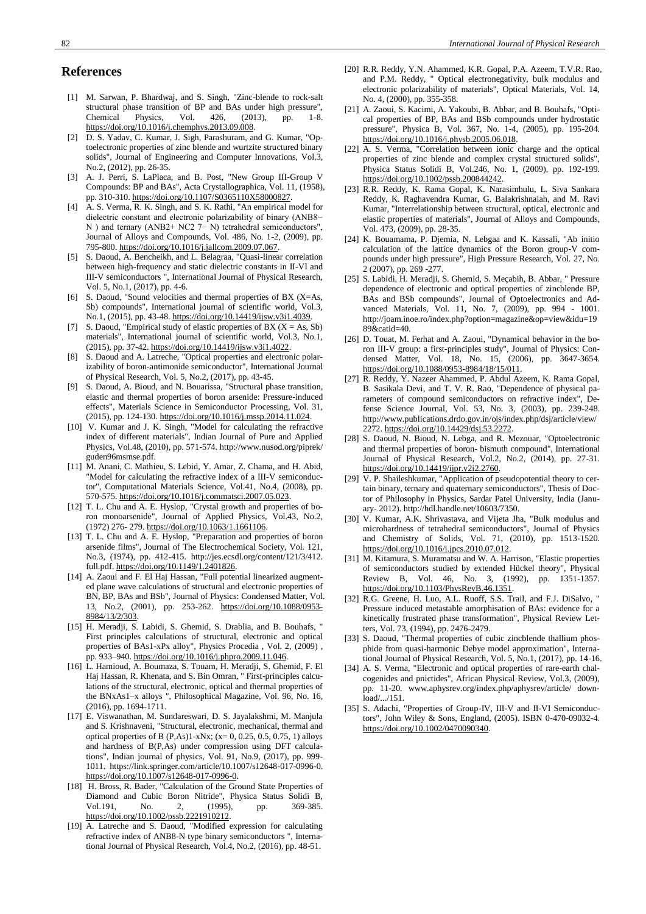## References

[1] M. Sarwan, P. Bhardwaj, and S. Singh, "Zinc-blende to rock-salt structural phase transition of BP and BAs under high pressure", Chemical Physics, Vol. 426, (2013), pp. 1-8. https://doi.org/10.1016/j.chemphys.2013.09.008.

[2] D. S. Yadav, C. Kumar, J. Sigh, Parashuram, and G. Kumar, "Optoelectronic properties of zinc blende and wurtzite structured binary solids", Journal of Engineering and Computer Innovations, Vol.3, No.2, (2012), pp. 26-35.

[3] A. J. Perri, S. LaPlaca, and B. Post, "New Group III-Group V Compounds: BP and BAs", Acta Crystallographica, Vol. 11, (1958), pp. 310-310. https://doi.org/10.1107/S0365110X58000827.

[4] A. S. Verma, R. K. Singh, and S. K. Rathi, "An empirical model for dielectric constant and electronic polarizability of binary ($A^NB^{8-N}$ ) and ternary ($A^NB^{2+}C^{N2}\ 7-N$) tetrahedral semiconductors", Journal of Alloys and Compounds, Vol. 486, No. 1-2, (2009), pp. 795-800. https://doi.org/10.1016/j.jallcom.2009.07.067.

[5] S. Daoud, A. Bencheikh, and L. Belagraa, "Quasi-linear correlation between high-frequency and static dielectric constants in II-VI and III-V semiconductors ", International Journal of Physical Research, Vol. 5, No.1, (2017), pp. 4-6.

[6] S. Daoud, "Sound velocities and thermal properties of BX (X=As, Sb) compounds", International journal of scientific world, Vol.3, No.1, (2015), pp. 43-48. https://doi.org/10.14419/ijsw.v3i1.4039.

[7] S. Daoud, "Empirical study of elastic properties of BX (X = As, Sb) materials", International journal of scientific world, Vol.3, No.1, (2015), pp. 37-42. https://doi.org/10.14419/ijsw.v3i1.4022.

[8] S. Daoud and A. Latreche, "Optical properties and electronic polarizability of boron-antimonide semiconductor", International Journal of Physical Research, Vol. 5, No.2, (2017), pp. 43-45.

[9] S. Daoud, A. Bioud, and N. Bouarissa, "Structural phase transition, elastic and thermal properties of boron arsenide: Pressure-induced effects", Materials Science in Semiconductor Processing, Vol. 31, (2015), pp. 124-130. https://doi.org/10.1016/j.mssp.2014.11.024.

[10] V. Kumar and J. K. Singh, "Model for calculating the refractive index of different materials", Indian Journal of Pure and Applied Physics, Vol.48, (2010), pp. 571-574. http://www.nusod.org/piprek/guden96msmse.pdf.

[11] M. Anani, C. Mathieu, S. Lebid, Y. Amar, Z. Chama, and H. Abid, "Model for calculating the refractive index of a III-V semiconductor", Computational Materials Science, Vol.41, No.4, (2008), pp. 570-575. https://doi.org/10.1016/j.commatsci.2007.05.023.

[12] T. L. Chu and A. E. Hyslop, "Crystal growth and properties of boron monoarsenide", Journal of Applied Physics, Vol.43, No.2, (1972) 276- 279. https://doi.org/10.1063/1.1661106.

[13] T. L. Chu and A. E. Hyslop, "Preparation and properties of boron arsenide films", Journal of The Electrochemical Society, Vol. 121, No.3, (1974), pp. 412-415. http://jes.ecsdl.org/content/121/3/412.full.pdf. https://doi.org/10.1149/1.2401826.

[14] A. Zaoui and F. El Haj Hassan, "Full potential linearized augmented plane wave calculations of structural and electronic properties of BN, BP, BAs and BSb", Journal of Physics: Condensed Matter, Vol. 13, No.2, (2001), pp. 253-262. https://doi.org/10.1088/0953-8984/13/2/303.

[15] H. Meradji, S. Labidi, S. Ghemid, S. Drablia, and B. Bouhafs, " First principles calculations of structural, electronic and optical properties of $BAs_{1-x}P_x$ alloy", Physics Procedia , Vol. 2, (2009) , pp. 933–940. https://doi.org/10.1016/j.phpro.2009.11.046.

[16] L. Hamioud, A. Boumaza, S. Touam, H. Meradji, S. Ghemid, F. El Haj Hassan, R. Khenata, and S. Bin Omran, " First-principles calculations of the structural, electronic, optical and thermal properties of the $BN_xAs_{1-x}$ alloys ", Philosophical Magazine, Vol. 96, No. 16, (2016), pp. 1694-1711.

[17] E. Viswanathan, M. Sundareswari, D. S. Jayalakshmi, M. Manjula and S. Krishnaveni, "Structural, electronic, mechanical, thermal and optical properties of B $(P,As)_{1-x}N_x$; (x= 0, 0.25, 0.5, 0.75, 1) alloys and hardness of B(P,As) under compression using DFT calculations", Indian journal of physics, Vol. 91, No.9, (2017), pp. 999-1011. https://link.springer.com/article/10.1007/s12648-017-0996-0. https://doi.org/10.1007/s12648-017-0996-0.

[18] H. Bross, R. Bader, "Calculation of the Ground State Properties of Diamond and Cubic Boron Nitride", Physica Status Solidi B, Vol.191, No. 2, (1995), pp. 369-385. https://doi.org/10.1002/pssb.2221910212.

[19] A. Latreche and S. Daoud, "Modified expression for calculating refractive index of $A^NB^{8-N}$ type binary semiconductors ", International Journal of Physical Research, Vol.4, No.2, (2016), pp. 48-51.

[20] R.R. Reddy, Y.N. Ahammed, K.R. Gopal, P.A. Azeem, T.V.R. Rao, and P.M. Reddy, " Optical electronegativity, bulk modulus and electronic polarizability of materials", Optical Materials, Vol. 14, No. 4, (2000), pp. 355-358.

[21] A. Zaoui, S. Kacimi, A. Yakoubi, B. Abbar, and B. Bouhafs, "Optical properties of BP, BAs and BSb compounds under hydrostatic pressure", Physica B, Vol. 367, No. 1-4, (2005), pp. 195-204. https://doi.org/10.1016/j.physb.2005.06.018.

[22] A. S. Verma, "Correlation between ionic charge and the optical properties of zinc blende and complex crystal structured solids", Physica Status Solidi B, Vol.246, No. 1, (2009), pp. 192-199. https://doi.org/10.1002/pssb.200844242.

[23] R.R. Reddy, K. Rama Gopal, K. Narasimhulu, L. Siva Sankara Reddy, K. Raghavendra Kumar, G. Balakrishnaiah, and M. Ravi Kumar, "Interrelationship between structural, optical, electronic and elastic properties of materials", Journal of Alloys and Compounds, Vol. 473, (2009), pp. 28-35.

[24] K. Bouamama, P. Djemia, N. Lebgaa and K. Kassali, "Ab initio calculation of the lattice dynamics of the Boron group-V compounds under high pressure", High Pressure Research, Vol. 27, No. 2 (2007), pp 269 -277.

[25] S. Labidi, H. Meradji, S. Ghemid, S. Meçabih, B. Abbar, " Pressure dependence of electronic and optical properties of zincblende BP, BAs and BSb compounds", Journal of Optoelectronics and Advanced Materials, Vol. 11, No. 7, (2009), pp. 994 - 1001. http://joam.inoe.ro/index.php?option=magazine&op=view&idu=1989&catid=40.

[26] D. Touat, M. Ferhat and A. Zaoui, "Dynamical behavior in the boron III-V group: a first-principles study", Journal of Physics: Condensed Matter, Vol. 18, No. 15, (2006), pp. 3647-3654. https://doi.org/10.1088/0953-8984/18/15/011.

[27] R. Reddy, Y. Nazeer Ahammed, P. Abdul Azeem, K. Rama Gopal, B. Sasikala Devi, and T. V. R. Rao, "Dependence of physical parameters of compound semiconductors on refractive index", Defense Science Journal, Vol. 53, No. 3, (2003), pp. 239-248. http://www.publications.drdo.gov.in/ojs/index.php/dsj/article/view/2272. https://doi.org/10.14429/dsj.53.2272.

[28] S. Daoud, N. Bioud, N. Lebga, and R. Mezouar, "Optoelectronic and thermal properties of boron- bismuth compound", International Journal of Physical Research, Vol.2, No.2, (2014), pp. 27-31. https://doi.org/10.14419/ijpr.v2i2.2760.

[29] V. P. Shaileshkumar, "Application of pseudopotential theory to certain binary, ternary and quaternary semiconductors", Thesis of Doctor of Philosophy in Physics, Sardar Patel University, India (January- 2012). http://hdl.handle.net/10603/7350.

[30] V. Kumar, A.K. Shrivastava, and Vijeta Jha, "Bulk modulus and microhardness of tetrahedral semiconductors", Journal of Physics and Chemistry of Solids, Vol. 71, (2010), pp. 1513-1520. https://doi.org/10.1016/j.jpcs.2010.07.012.

[31] M. Kitamura, S. Muramatsu and W. A. Harrison, "Elastic properties of semiconductors studied by extended Hückel theory", Physical Review B, Vol. 46, No. 3, (1992), pp. 1351-1357. https://doi.org/10.1103/PhysRevB.46.1351.

[32] R.G. Greene, H. Luo, A.L. Ruoff, S.S. Trail, and F.J. DiSalvo, " Pressure induced metastable amorphisation of BAs: evidence for a kinetically frustrated phase transformation", Physical Review Letters, Vol. 73, (1994), pp. 2476-2479.

[33] S. Daoud, "Thermal properties of cubic zincblende thallium phosphide from quasi-harmonic Debye model approximation", International Journal of Physical Research, Vol. 5, No.1, (2017), pp. 14-16.

[34] A. S. Verma, "Electronic and optical properties of rare-earth chalcogenides and pnictides", African Physical Review, Vol.3, (2009), pp. 11-20. www.aphysrev.org/index.php/aphysrev/article/ download/.../151.

[35] S. Adachi, "Properties of Group-IV, III-V and II-VI Semiconductors", John Wiley & Sons, England, (2005). ISBN 0-470-09032-4. https://doi.org/10.1002/0470090340.